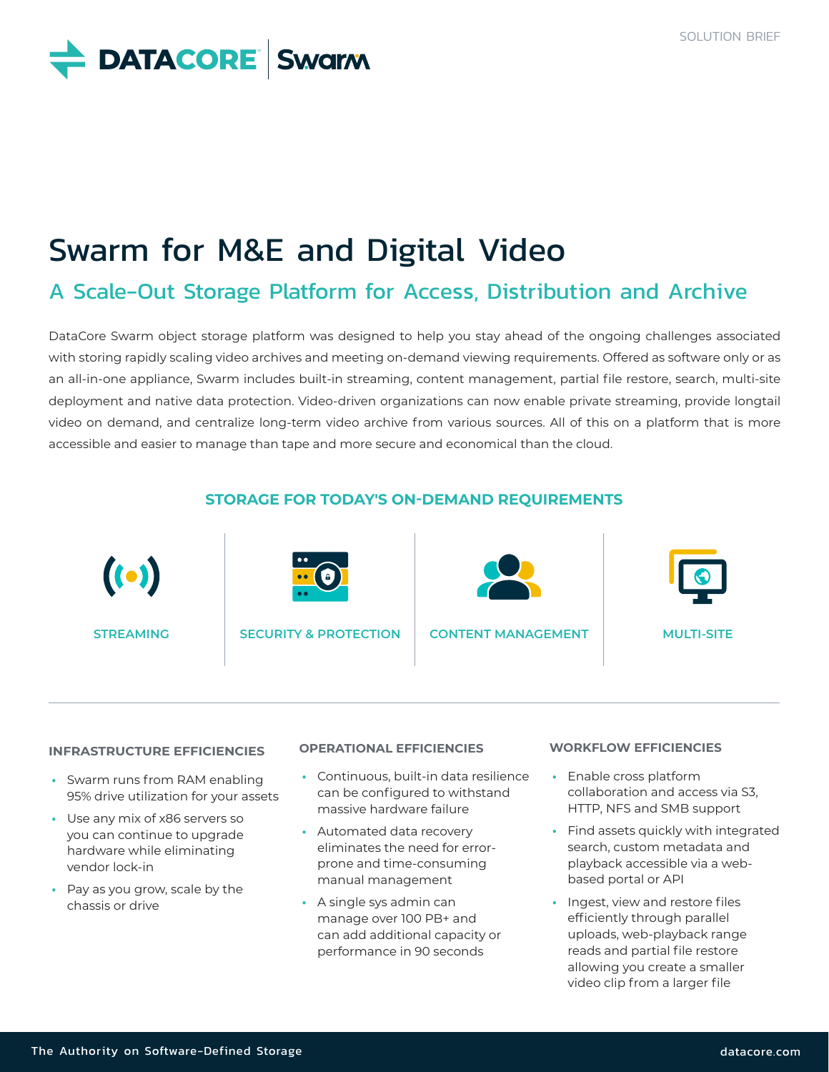SOLUTION BRIEF

# Swarm for M&E and Digital Video

## A Scale-Out Storage Platform for Access, Distribution and Archive

DataCore Swarm object storage platform was designed to help you stay ahead of the ongoing challenges associated with storing rapidly scaling video archives and meeting on-demand viewing requirements. Offered as software only or as an all-in-one appliance, Swarm includes built-in streaming, content management, partial file restore, search, multi-site deployment and native data protection. Video-driven organizations can now enable private streaming, provide longtail video on demand, and centralize long-term video archive from various sources. All of this on a platform that is more accessible and easier to manage than tape and more secure and economical than the cloud.

### STORAGE FOR TODAY'S ON-DEMAND REQUIREMENTS

STREAMING | SECURITY & PROTECTION | CONTENT MANAGEMENT | MULTI-SITE

#### INFRASTRUCTURE EFFICIENCIES

- Swarm runs from RAM enabling 95% drive utilization for your assets
- Use any mix of x86 servers so you can continue to upgrade hardware while eliminating vendor lock-in
- Pay as you grow, scale by the chassis or drive

#### OPERATIONAL EFFICIENCIES

- Continuous, built-in data resilience can be configured to withstand massive hardware failure
- Automated data recovery eliminates the need for error-prone and time-consuming manual management
- A single sys admin can manage over 100 PB+ and can add additional capacity or performance in 90 seconds

#### WORKFLOW EFFICIENCIES

- Enable cross platform collaboration and access via S3, HTTP, NFS and SMB support
- Find assets quickly with integrated search, custom metadata and playback accessible via a web-based portal or API
- Ingest, view and restore files efficiently through parallel uploads, web-playback range reads and partial file restore allowing you create a smaller video clip from a larger file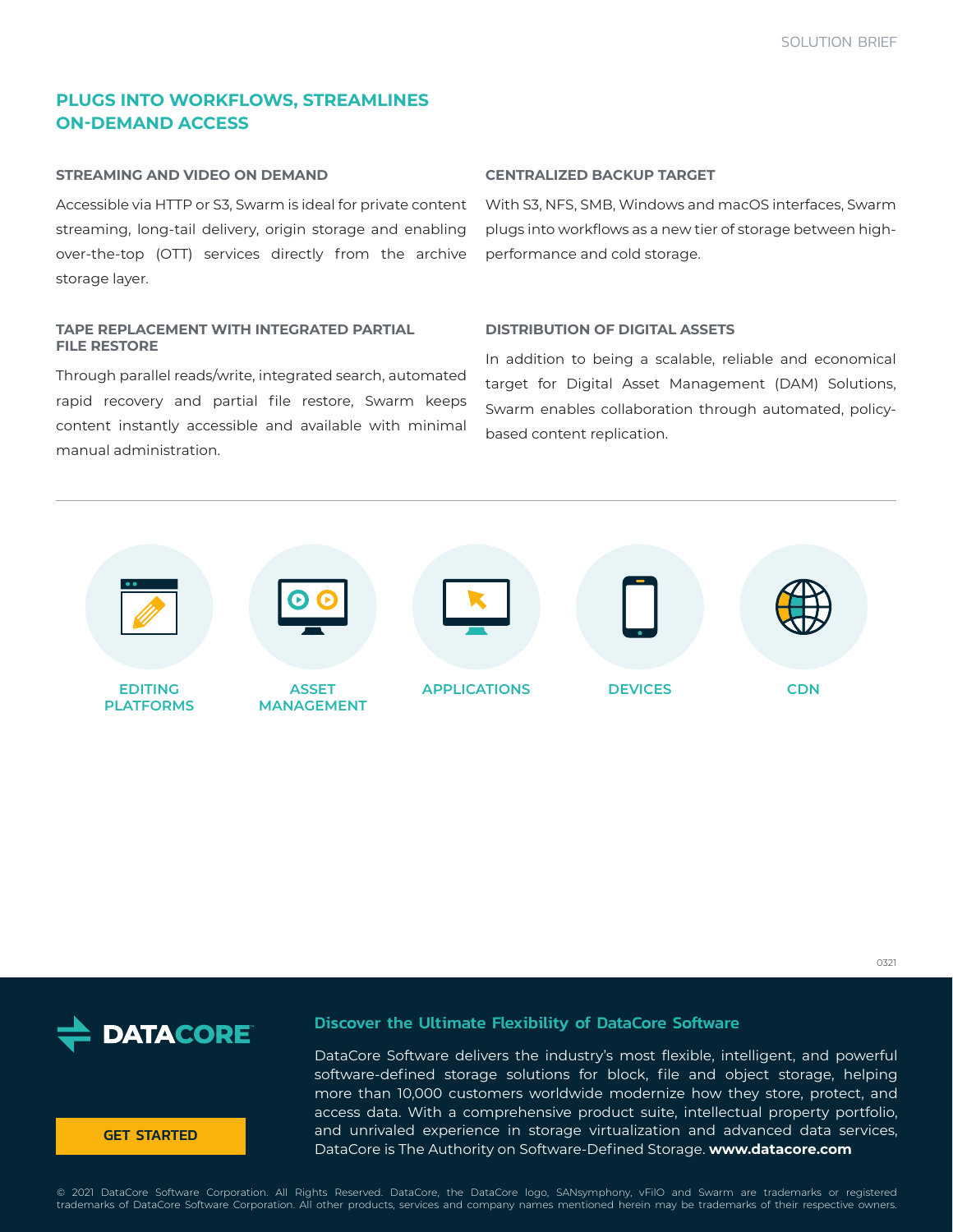## PLUGS INTO WORKFLOWS, STREAMLINES ON-DEMAND ACCESS

### STREAMING AND VIDEO ON DEMAND

Accessible via HTTP or S3, Swarm is ideal for private content streaming, long-tail delivery, origin storage and enabling over-the-top (OTT) services directly from the archive storage layer.

### TAPE REPLACEMENT WITH INTEGRATED PARTIAL FILE RESTORE

Through parallel reads/write, integrated search, automated rapid recovery and partial file restore, Swarm keeps content instantly accessible and available with minimal manual administration.

### CENTRALIZED BACKUP TARGET

With S3, NFS, SMB, Windows and macOS interfaces, Swarm plugs into workflows as a new tier of storage between high-performance and cold storage.

### DISTRIBUTION OF DIGITAL ASSETS

In addition to being a scalable, reliable and economical target for Digital Asset Management (DAM) Solutions, Swarm enables collaboration through automated, policy-based content replication.

---

EDITING PLATFORMS

ASSET MANAGEMENT

APPLICATIONS

DEVICES

CDN

0321

DATACORE

**GET STARTED**

### Discover the Ultimate Flexibility of DataCore Software

DataCore Software delivers the industry's most flexible, intelligent, and powerful software-defined storage solutions for block, file and object storage, helping more than 10,000 customers worldwide modernize how they store, protect, and access data. With a comprehensive product suite, intellectual property portfolio, and unrivaled experience in storage virtualization and advanced data services, DataCore is The Authority on Software-Defined Storage. **www.datacore.com**

© 2021 DataCore Software Corporation. All Rights Reserved. DataCore, the DataCore logo, SANsymphony, vFilO and Swarm are trademarks or registered trademarks of DataCore Software Corporation. All other products, services and company names mentioned herein may be trademarks of their respective owners.